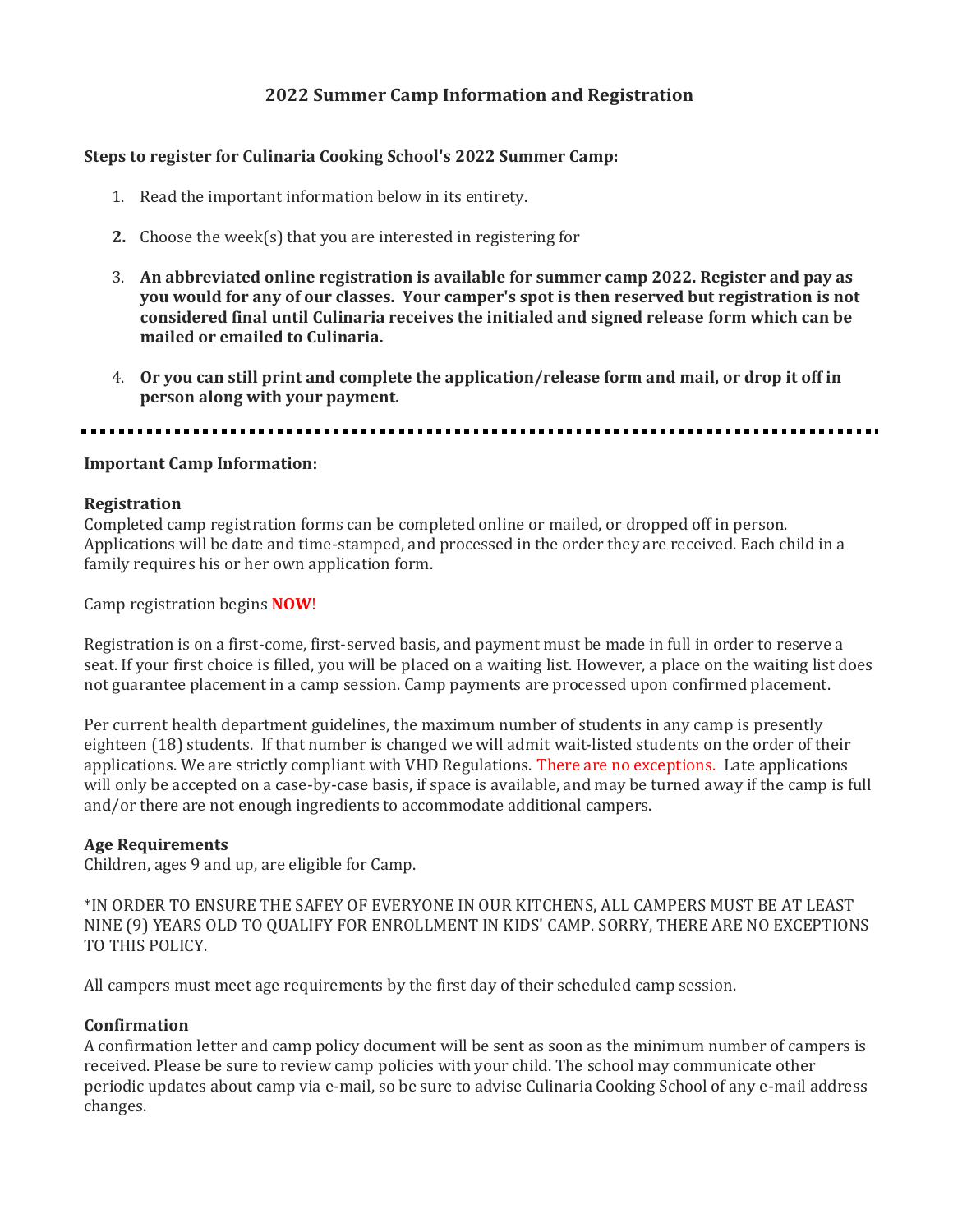# 2022 Summer Camp Information and Registration

**Steps to register for Culinaria Cooking School's 2022 Summer Camp:**

1. Read the important information below in its entirety.
2. Choose the week(s) that you are interested in registering for
3. **An abbreviated online registration is available for summer camp 2022. Register and pay as you would for any of our classes. Your camper's spot is then reserved but registration is not considered final until Culinaria receives the initialed and signed release form which can be mailed or emailed to Culinaria.**
4. **Or you can still print and complete the application/release form and mail, or drop it off in person along with your payment.**

---

**Important Camp Information:**

**Registration**
Completed camp registration forms can be completed online or mailed, or dropped off in person. Applications will be date and time-stamped, and processed in the order they are received. Each child in a family requires his or her own application form.

Camp registration begins **NOW**!

Registration is on a first-come, first-served basis, and payment must be made in full in order to reserve a seat. If your first choice is filled, you will be placed on a waiting list. However, a place on the waiting list does not guarantee placement in a camp session. Camp payments are processed upon confirmed placement.

Per current health department guidelines, the maximum number of students in any camp is presently eighteen (18) students. If that number is changed we will admit wait-listed students on the order of their applications. We are strictly compliant with VHD Regulations. There are no exceptions. Late applications will only be accepted on a case-by-case basis, if space is available, and may be turned away if the camp is full and/or there are not enough ingredients to accommodate additional campers.

**Age Requirements**
Children, ages 9 and up, are eligible for Camp.

*IN ORDER TO ENSURE THE SAFEY OF EVERYONE IN OUR KITCHENS, ALL CAMPERS MUST BE AT LEAST NINE (9) YEARS OLD TO QUALIFY FOR ENROLLMENT IN KIDS' CAMP. SORRY, THERE ARE NO EXCEPTIONS TO THIS POLICY.

All campers must meet age requirements by the first day of their scheduled camp session.

**Confirmation**
A confirmation letter and camp policy document will be sent as soon as the minimum number of campers is received. Please be sure to review camp policies with your child. The school may communicate other periodic updates about camp via e-mail, so be sure to advise Culinaria Cooking School of any e-mail address changes.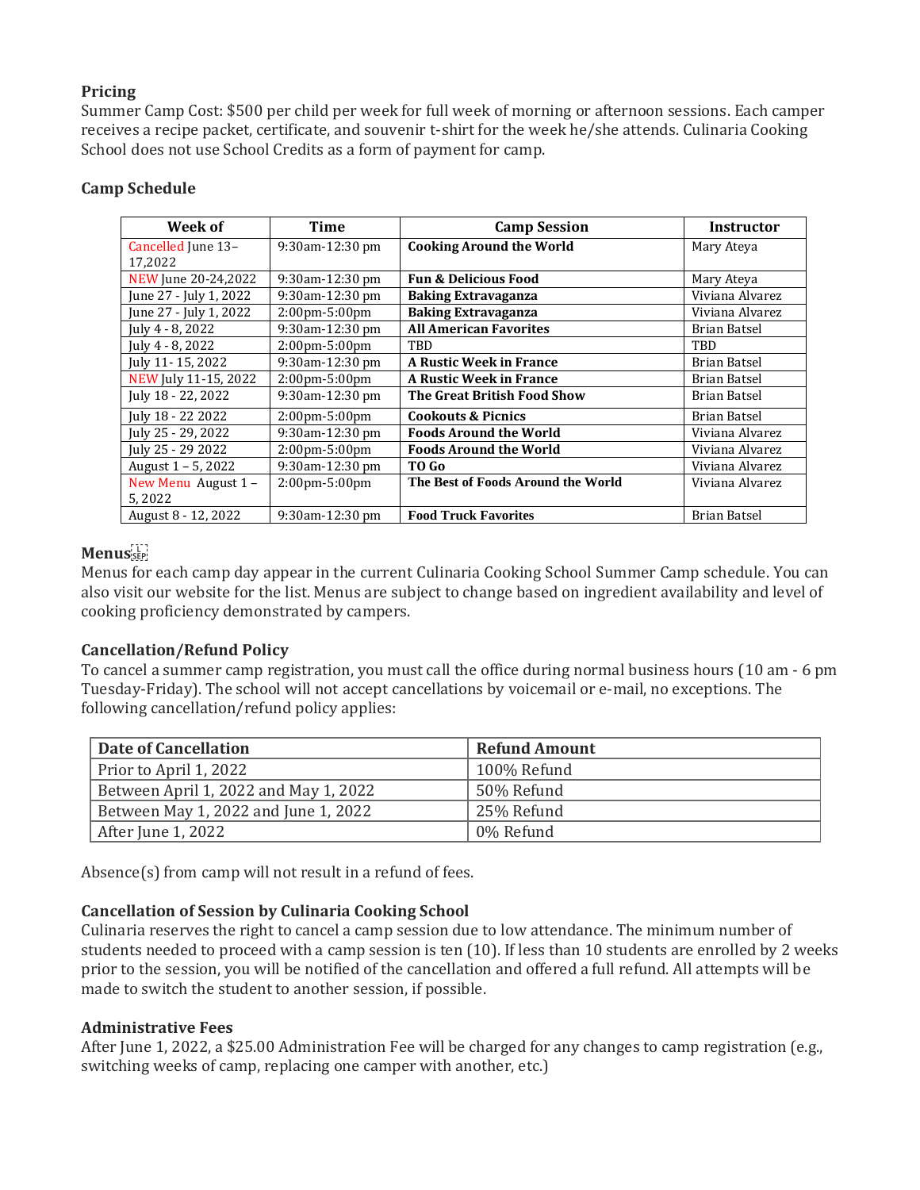**Pricing**

Summer Camp Cost: $500 per child per week for full week of morning or afternoon sessions. Each camper receives a recipe packet, certificate, and souvenir t-shirt for the week he/she attends. Culinaria Cooking School does not use School Credits as a form of payment for camp.

**Camp Schedule**

| Week of | Time | Camp Session | Instructor |
|---|---|---|---|
| Cancelled June 13–17,2022 | 9:30am-12:30 pm | **Cooking Around the World** | Mary Ateya |
| NEW June 20-24,2022 | 9:30am-12:30 pm | **Fun & Delicious Food** | Mary Ateya |
| June 27 - July 1, 2022 | 9:30am-12:30 pm | **Baking Extravaganza** | Viviana Alvarez |
| June 27 - July 1, 2022 | 2:00pm-5:00pm | **Baking Extravaganza** | Viviana Alvarez |
| July 4 - 8, 2022 | 9:30am-12:30 pm | **All American Favorites** | Brian Batsel |
| July 4 - 8, 2022 | 2:00pm-5:00pm | TBD | TBD |
| July 11- 15, 2022 | 9:30am-12:30 pm | **A Rustic Week in France** | Brian Batsel |
| NEW July 11-15, 2022 | 2:00pm-5:00pm | **A Rustic Week in France** | Brian Batsel |
| July 18 - 22, 2022 | 9:30am-12:30 pm | **The Great British Food Show** | Brian Batsel |
| July 18 - 22 2022 | 2:00pm-5:00pm | **Cookouts & Picnics** | Brian Batsel |
| July 25 - 29, 2022 | 9:30am-12:30 pm | **Foods Around the World** | Viviana Alvarez |
| July 25 - 29 2022 | 2:00pm-5:00pm | **Foods Around the World** | Viviana Alvarez |
| August 1 – 5, 2022 | 9:30am-12:30 pm | **TO Go** | Viviana Alvarez |
| New Menu August 1 – 5, 2022 | 2:00pm-5:00pm | **The Best of Foods Around the World** | Viviana Alvarez |
| August 8 - 12, 2022 | 9:30am-12:30 pm | **Food Truck Favorites** | Brian Batsel |

**Menus**

Menus for each camp day appear in the current Culinaria Cooking School Summer Camp schedule. You can also visit our website for the list. Menus are subject to change based on ingredient availability and level of cooking proficiency demonstrated by campers.

**Cancellation/Refund Policy**

To cancel a summer camp registration, you must call the office during normal business hours (10 am - 6 pm Tuesday-Friday). The school will not accept cancellations by voicemail or e-mail, no exceptions. The following cancellation/refund policy applies:

| Date of Cancellation | Refund Amount |
|---|---|
| Prior to April 1, 2022 | 100% Refund |
| Between April 1, 2022 and May 1, 2022 | 50% Refund |
| Between May 1, 2022 and June 1, 2022 | 25% Refund |
| After June 1, 2022 | 0% Refund |

Absence(s) from camp will not result in a refund of fees.

**Cancellation of Session by Culinaria Cooking School**

Culinaria reserves the right to cancel a camp session due to low attendance. The minimum number of students needed to proceed with a camp session is ten (10). If less than 10 students are enrolled by 2 weeks prior to the session, you will be notified of the cancellation and offered a full refund. All attempts will be made to switch the student to another session, if possible.

**Administrative Fees**

After June 1, 2022, a $25.00 Administration Fee will be charged for any changes to camp registration (e.g., switching weeks of camp, replacing one camper with another, etc.)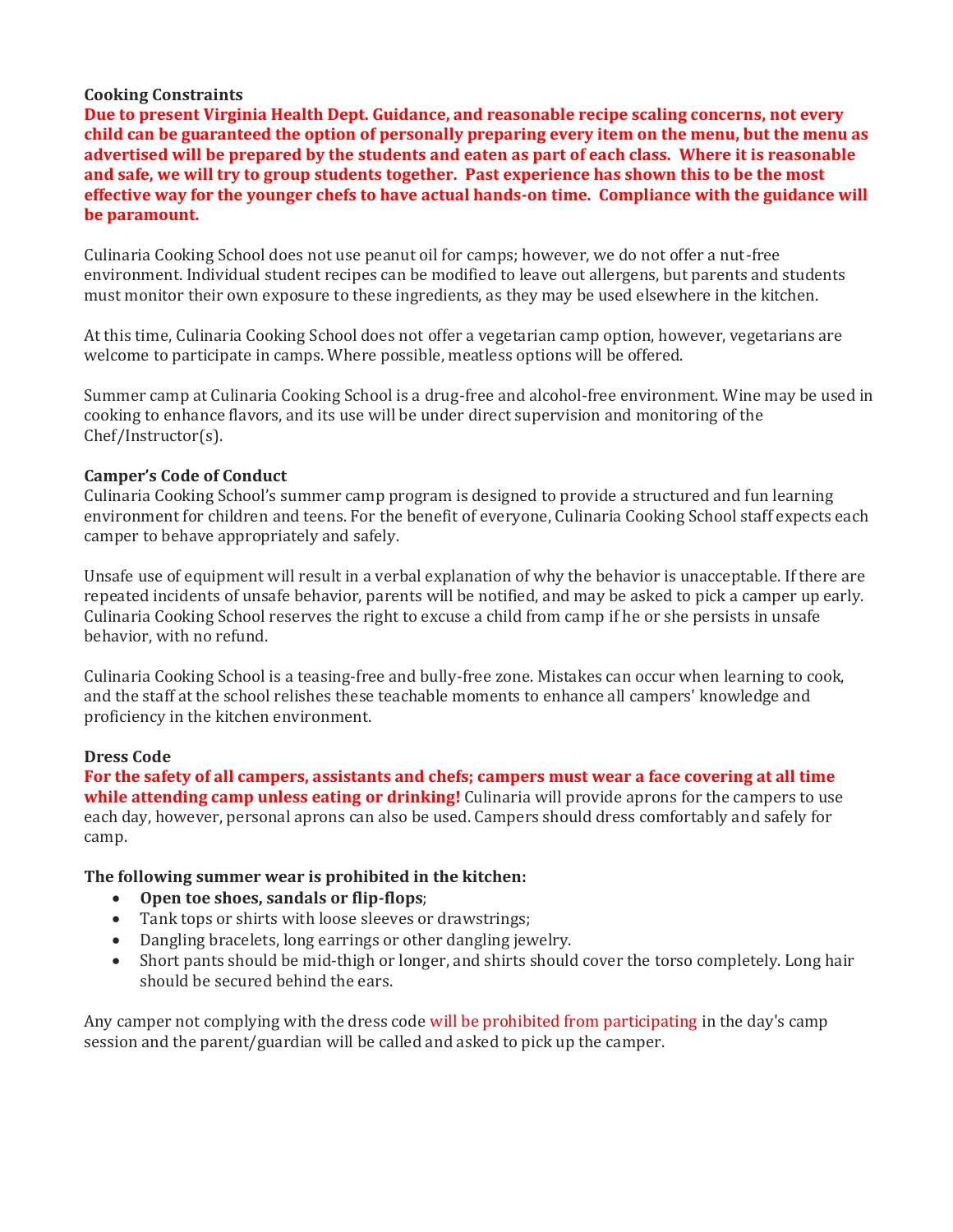**Cooking Constraints**

**Due to present Virginia Health Dept. Guidance, and reasonable recipe scaling concerns, not every child can be guaranteed the option of personally preparing every item on the menu, but the menu as advertised will be prepared by the students and eaten as part of each class. Where it is reasonable and safe, we will try to group students together. Past experience has shown this to be the most effective way for the younger chefs to have actual hands-on time. Compliance with the guidance will be paramount.**

Culinaria Cooking School does not use peanut oil for camps; however, we do not offer a nut-free environment. Individual student recipes can be modified to leave out allergens, but parents and students must monitor their own exposure to these ingredients, as they may be used elsewhere in the kitchen.

At this time, Culinaria Cooking School does not offer a vegetarian camp option, however, vegetarians are welcome to participate in camps. Where possible, meatless options will be offered.

Summer camp at Culinaria Cooking School is a drug-free and alcohol-free environment. Wine may be used in cooking to enhance flavors, and its use will be under direct supervision and monitoring of the Chef/Instructor(s).

**Camper's Code of Conduct**

Culinaria Cooking School's summer camp program is designed to provide a structured and fun learning environment for children and teens. For the benefit of everyone, Culinaria Cooking School staff expects each camper to behave appropriately and safely.

Unsafe use of equipment will result in a verbal explanation of why the behavior is unacceptable. If there are repeated incidents of unsafe behavior, parents will be notified, and may be asked to pick a camper up early. Culinaria Cooking School reserves the right to excuse a child from camp if he or she persists in unsafe behavior, with no refund.

Culinaria Cooking School is a teasing-free and bully-free zone. Mistakes can occur when learning to cook, and the staff at the school relishes these teachable moments to enhance all campers' knowledge and proficiency in the kitchen environment.

**Dress Code**

**For the safety of all campers, assistants and chefs; campers must wear a face covering at all time while attending camp unless eating or drinking!** Culinaria will provide aprons for the campers to use each day, however, personal aprons can also be used. Campers should dress comfortably and safely for camp.

**The following summer wear is prohibited in the kitchen:**

- **Open toe shoes, sandals or flip-flops**;
- Tank tops or shirts with loose sleeves or drawstrings;
- Dangling bracelets, long earrings or other dangling jewelry.
- Short pants should be mid-thigh or longer, and shirts should cover the torso completely. Long hair should be secured behind the ears.

Any camper not complying with the dress code will be prohibited from participating in the day's camp session and the parent/guardian will be called and asked to pick up the camper.